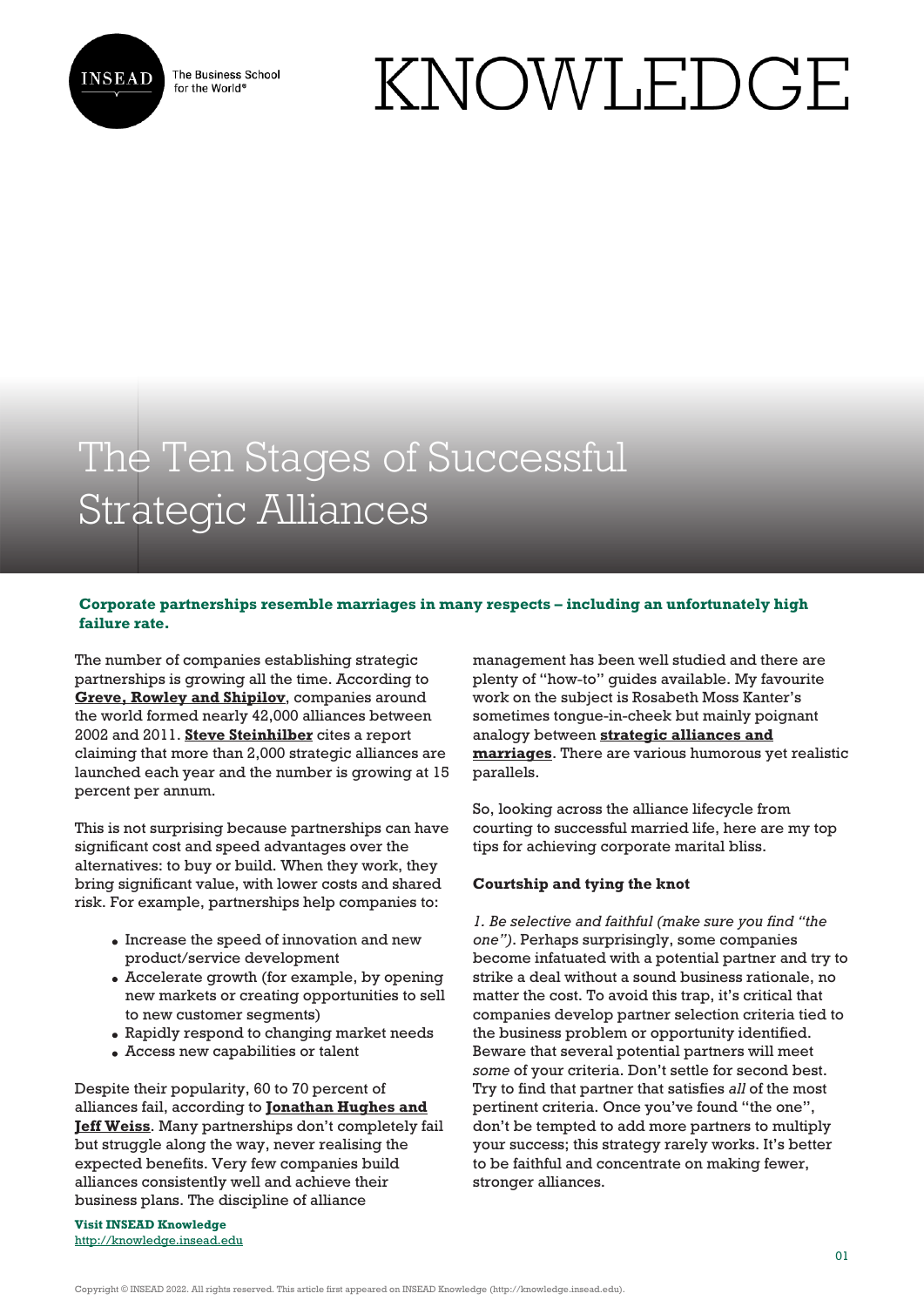# The Ten Stages of Successful Strategic Alliances

**Corporate partnerships resemble marriages in many respects – including an unfortunately high failure rate.**

The number of companies establishing strategic partnerships is growing all the time. According to **Greve, Rowley and Shipilov**, companies around the world formed nearly 42,000 alliances between 2002 and 2011. **Steve Steinhilber** cites a report claiming that more than 2,000 strategic alliances are launched each year and the number is growing at 15 percent per annum.

This is not surprising because partnerships can have significant cost and speed advantages over the alternatives: to buy or build. When they work, they bring significant value, with lower costs and shared risk. For example, partnerships help companies to:

- Increase the speed of innovation and new product/service development
- Accelerate growth (for example, by opening new markets or creating opportunities to sell to new customer segments)
- Rapidly respond to changing market needs
- Access new capabilities or talent

Despite their popularity, 60 to 70 percent of alliances fail, according to **Jonathan Hughes and Jeff Weiss**. Many partnerships don't completely fail but struggle along the way, never realising the expected benefits. Very few companies build alliances consistently well and achieve their business plans. The discipline of alliance management has been well studied and there are plenty of "how-to" guides available. My favourite work on the subject is Rosabeth Moss Kanter's sometimes tongue-in-cheek but mainly poignant analogy between **strategic alliances and marriages**. There are various humorous yet realistic parallels.

So, looking across the alliance lifecycle from courting to successful married life, here are my top tips for achieving corporate marital bliss.

**Courtship and tying the knot**

*1. Be selective and faithful (make sure you find "the one").* Perhaps surprisingly, some companies become infatuated with a potential partner and try to strike a deal without a sound business rationale, no matter the cost. To avoid this trap, it's critical that companies develop partner selection criteria tied to the business problem or opportunity identified. Beware that several potential partners will meet *some* of your criteria. Don't settle for second best. Try to find that partner that satisfies *all* of the most pertinent criteria. Once you've found "the one", don't be tempted to add more partners to multiply your success; this strategy rarely works. It's better to be faithful and concentrate on making fewer, stronger alliances.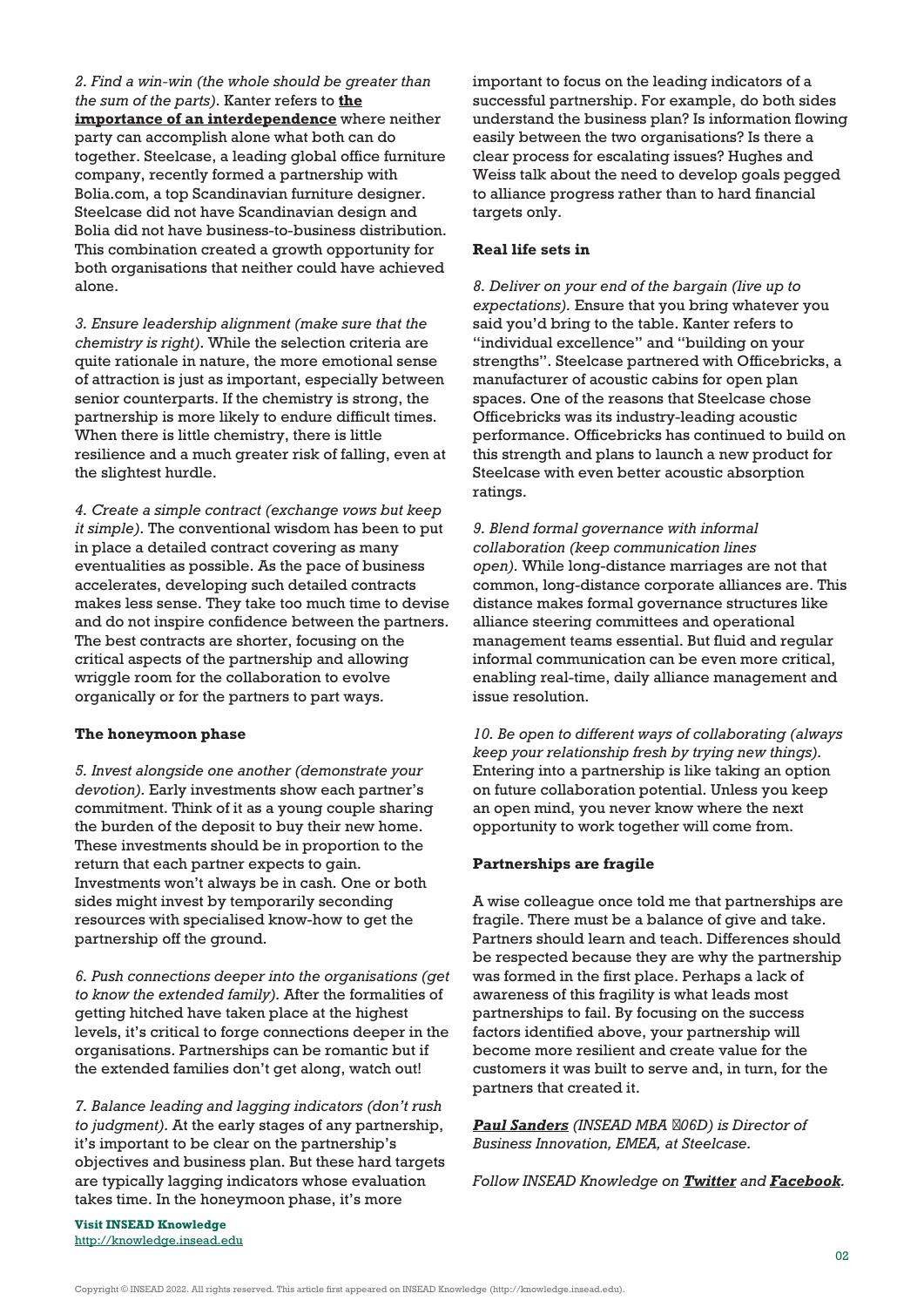*2. Find a win-win (the whole should be greater than the sum of the parts).* Kanter refers to **the importance of an interdependence** where neither party can accomplish alone what both can do together. Steelcase, a leading global office furniture company, recently formed a partnership with Bolia.com, a top Scandinavian furniture designer. Steelcase did not have Scandinavian design and Bolia did not have business-to-business distribution. This combination created a growth opportunity for both organisations that neither could have achieved alone.

*3. Ensure leadership alignment (make sure that the chemistry is right).* While the selection criteria are quite rationale in nature, the more emotional sense of attraction is just as important, especially between senior counterparts. If the chemistry is strong, the partnership is more likely to endure difficult times. When there is little chemistry, there is little resilience and a much greater risk of falling, even at the slightest hurdle.

*4. Create a simple contract (exchange vows but keep it simple).* The conventional wisdom has been to put in place a detailed contract covering as many eventualities as possible. As the pace of business accelerates, developing such detailed contracts makes less sense. They take too much time to devise and do not inspire confidence between the partners. The best contracts are shorter, focusing on the critical aspects of the partnership and allowing wriggle room for the collaboration to evolve organically or for the partners to part ways.

**The honeymoon phase**

*5. Invest alongside one another (demonstrate your devotion).* Early investments show each partner's commitment. Think of it as a young couple sharing the burden of the deposit to buy their new home. These investments should be in proportion to the return that each partner expects to gain. Investments won't always be in cash. One or both sides might invest by temporarily seconding resources with specialised know-how to get the partnership off the ground.

*6. Push connections deeper into the organisations (get to know the extended family).* After the formalities of getting hitched have taken place at the highest levels, it's critical to forge connections deeper in the organisations. Partnerships can be romantic but if the extended families don't get along, watch out!

*7. Balance leading and lagging indicators (don't rush to judgment).* At the early stages of any partnership, it's important to be clear on the partnership's objectives and business plan. But these hard targets are typically lagging indicators whose evaluation takes time. In the honeymoon phase, it's more important to focus on the leading indicators of a successful partnership. For example, do both sides understand the business plan? Is information flowing easily between the two organisations? Is there a clear process for escalating issues? Hughes and Weiss talk about the need to develop goals pegged to alliance progress rather than to hard financial targets only.

**Real life sets in**

*8. Deliver on your end of the bargain (live up to expectations).* Ensure that you bring whatever you said you'd bring to the table. Kanter refers to "individual excellence" and "building on your strengths". Steelcase partnered with Officebricks, a manufacturer of acoustic cabins for open plan spaces. One of the reasons that Steelcase chose Officebricks was its industry-leading acoustic performance. Officebricks has continued to build on this strength and plans to launch a new product for Steelcase with even better acoustic absorption ratings.

*9. Blend formal governance with informal collaboration (keep communication lines open).* While long-distance marriages are not that common, long-distance corporate alliances are. This distance makes formal governance structures like alliance steering committees and operational management teams essential. But fluid and regular informal communication can be even more critical, enabling real-time, daily alliance management and issue resolution.

*10. Be open to different ways of collaborating (always keep your relationship fresh by trying new things).* Entering into a partnership is like taking an option on future collaboration potential. Unless you keep an open mind, you never know where the next opportunity to work together will come from.

**Partnerships are fragile**

A wise colleague once told me that partnerships are fragile. There must be a balance of give and take. Partners should learn and teach. Differences should be respected because they are why the partnership was formed in the first place. Perhaps a lack of awareness of this fragility is what leads most partnerships to fail. By focusing on the success factors identified above, your partnership will become more resilient and create value for the customers it was built to serve and, in turn, for the partners that created it.

***Paul Sanders*** *(INSEAD MBA ’06D) is Director of Business Innovation, EMEA, at Steelcase.*

*Follow INSEAD Knowledge on* ***Twitter*** *and* ***Facebook****.*

**Visit INSEAD Knowledge**
http://knowledge.insead.edu

Copyright © INSEAD 2022. All rights reserved. This article first appeared on INSEAD Knowledge (http://knowledge.insead.edu).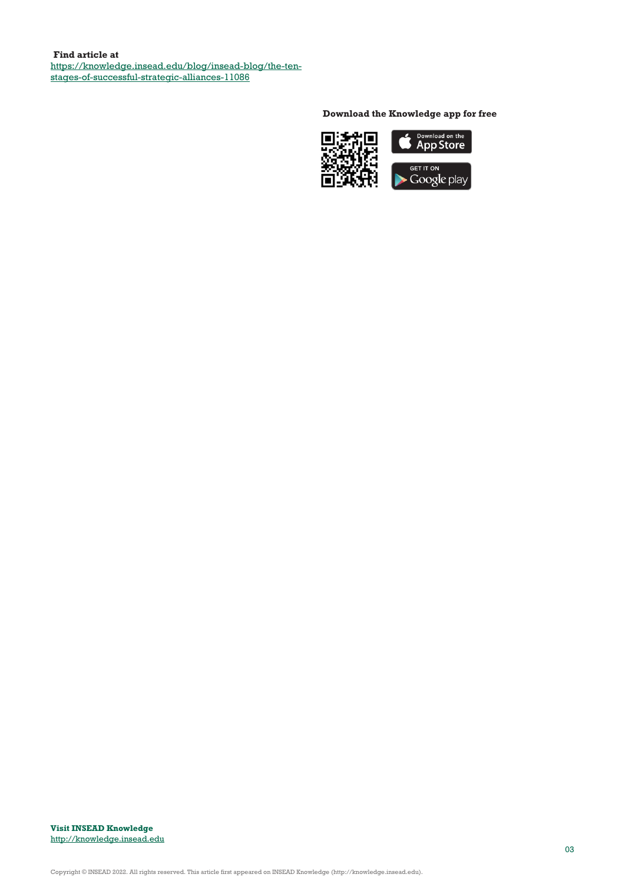**Find article at**
https://knowledge.insead.edu/blog/insead-blog/the-ten-stages-of-successful-strategic-alliances-11086

**Download the Knowledge app for free**

**Visit INSEAD Knowledge**
http://knowledge.insead.edu

Copyright © INSEAD 2022. All rights reserved. This article first appeared on INSEAD Knowledge (http://knowledge.insead.edu).